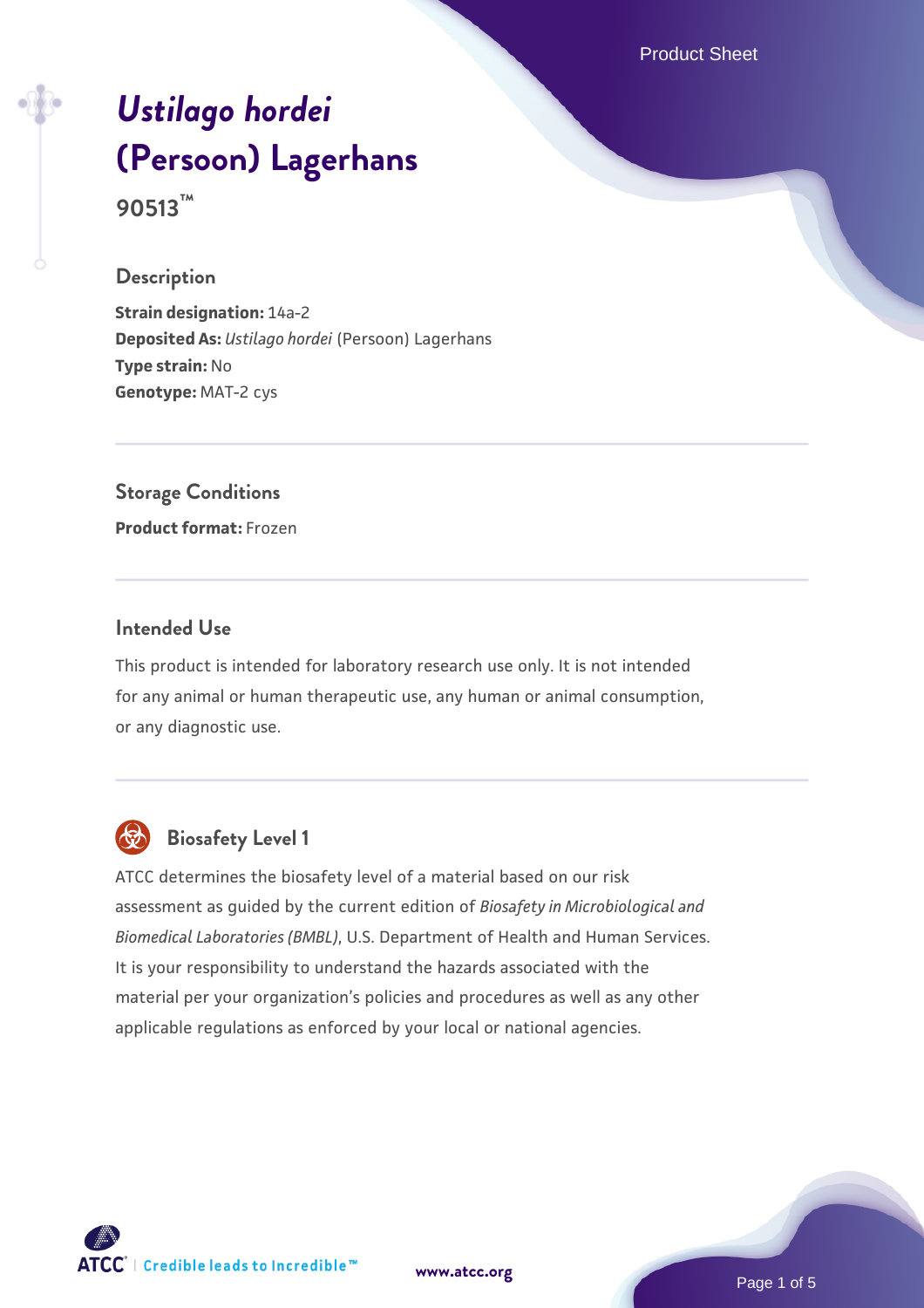# *Ustilago hordei* (Persoon) Lagerhans

**90513™**

## Description

**Strain designation:** 14a-2
**Deposited As:** *Ustilago hordei* (Persoon) Lagerhans
**Type strain:** No
**Genotype:** MAT-2 cys

## Storage Conditions

**Product format:** Frozen

## Intended Use

This product is intended for laboratory research use only. It is not intended for any animal or human therapeutic use, any human or animal consumption, or any diagnostic use.

## Biosafety Level 1

ATCC determines the biosafety level of a material based on our risk assessment as guided by the current edition of *Biosafety in Microbiological and Biomedical Laboratories (BMBL)*, U.S. Department of Health and Human Services. It is your responsibility to understand the hazards associated with the material per your organization's policies and procedures as well as any other applicable regulations as enforced by your local or national agencies.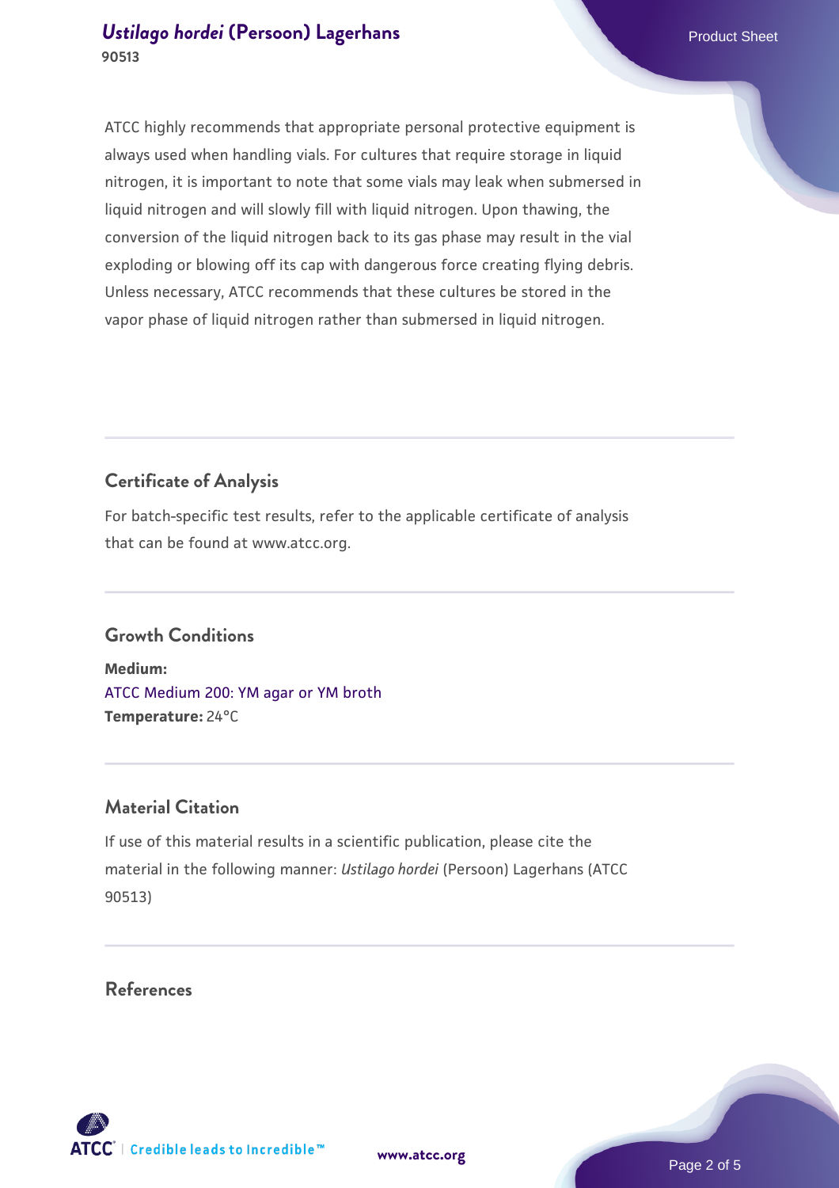ATCC highly recommends that appropriate personal protective equipment is always used when handling vials. For cultures that require storage in liquid nitrogen, it is important to note that some vials may leak when submersed in liquid nitrogen and will slowly fill with liquid nitrogen. Upon thawing, the conversion of the liquid nitrogen back to its gas phase may result in the vial exploding or blowing off its cap with dangerous force creating flying debris. Unless necessary, ATCC recommends that these cultures be stored in the vapor phase of liquid nitrogen rather than submersed in liquid nitrogen.

## Certificate of Analysis

For batch-specific test results, refer to the applicable certificate of analysis that can be found at www.atcc.org.

## Growth Conditions

**Medium:**
ATCC Medium 200: YM agar or YM broth
**Temperature:** 24°C

## Material Citation

If use of this material results in a scientific publication, please cite the material in the following manner: *Ustilago hordei* (Persoon) Lagerhans (ATCC 90513)

## References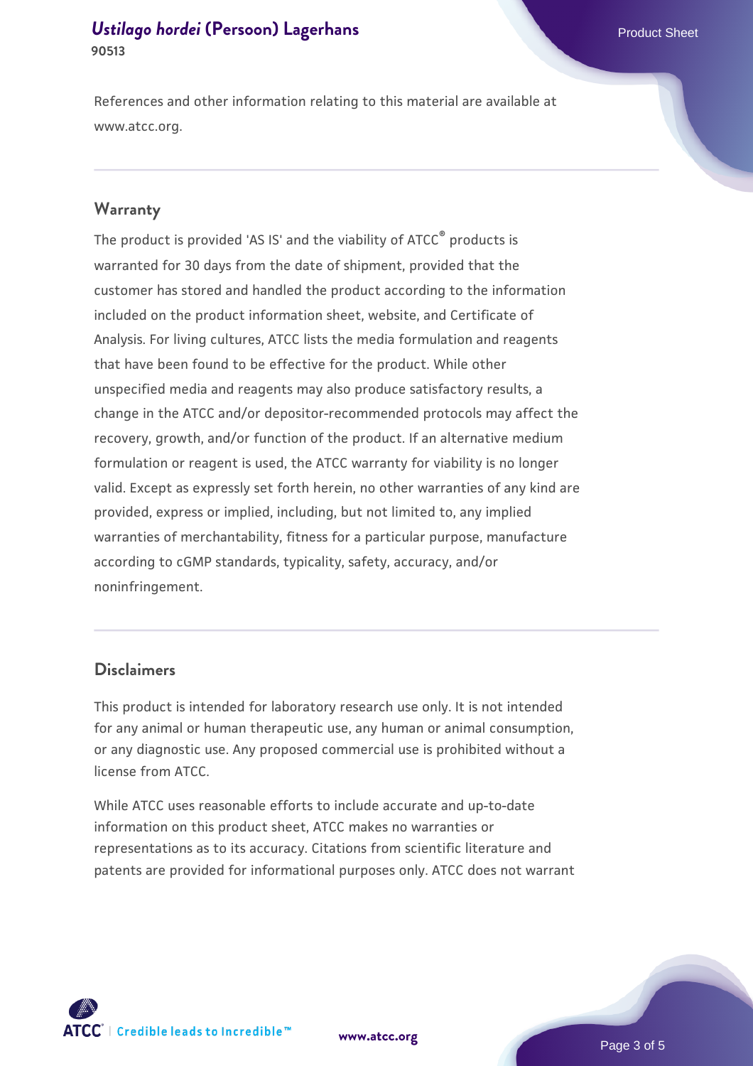References and other information relating to this material are available at www.atcc.org.

## Warranty

The product is provided 'AS IS' and the viability of ATCC® products is warranted for 30 days from the date of shipment, provided that the customer has stored and handled the product according to the information included on the product information sheet, website, and Certificate of Analysis. For living cultures, ATCC lists the media formulation and reagents that have been found to be effective for the product. While other unspecified media and reagents may also produce satisfactory results, a change in the ATCC and/or depositor-recommended protocols may affect the recovery, growth, and/or function of the product. If an alternative medium formulation or reagent is used, the ATCC warranty for viability is no longer valid. Except as expressly set forth herein, no other warranties of any kind are provided, express or implied, including, but not limited to, any implied warranties of merchantability, fitness for a particular purpose, manufacture according to cGMP standards, typicality, safety, accuracy, and/or noninfringement.

## Disclaimers

This product is intended for laboratory research use only. It is not intended for any animal or human therapeutic use, any human or animal consumption, or any diagnostic use. Any proposed commercial use is prohibited without a license from ATCC.

While ATCC uses reasonable efforts to include accurate and up-to-date information on this product sheet, ATCC makes no warranties or representations as to its accuracy. Citations from scientific literature and patents are provided for informational purposes only. ATCC does not warrant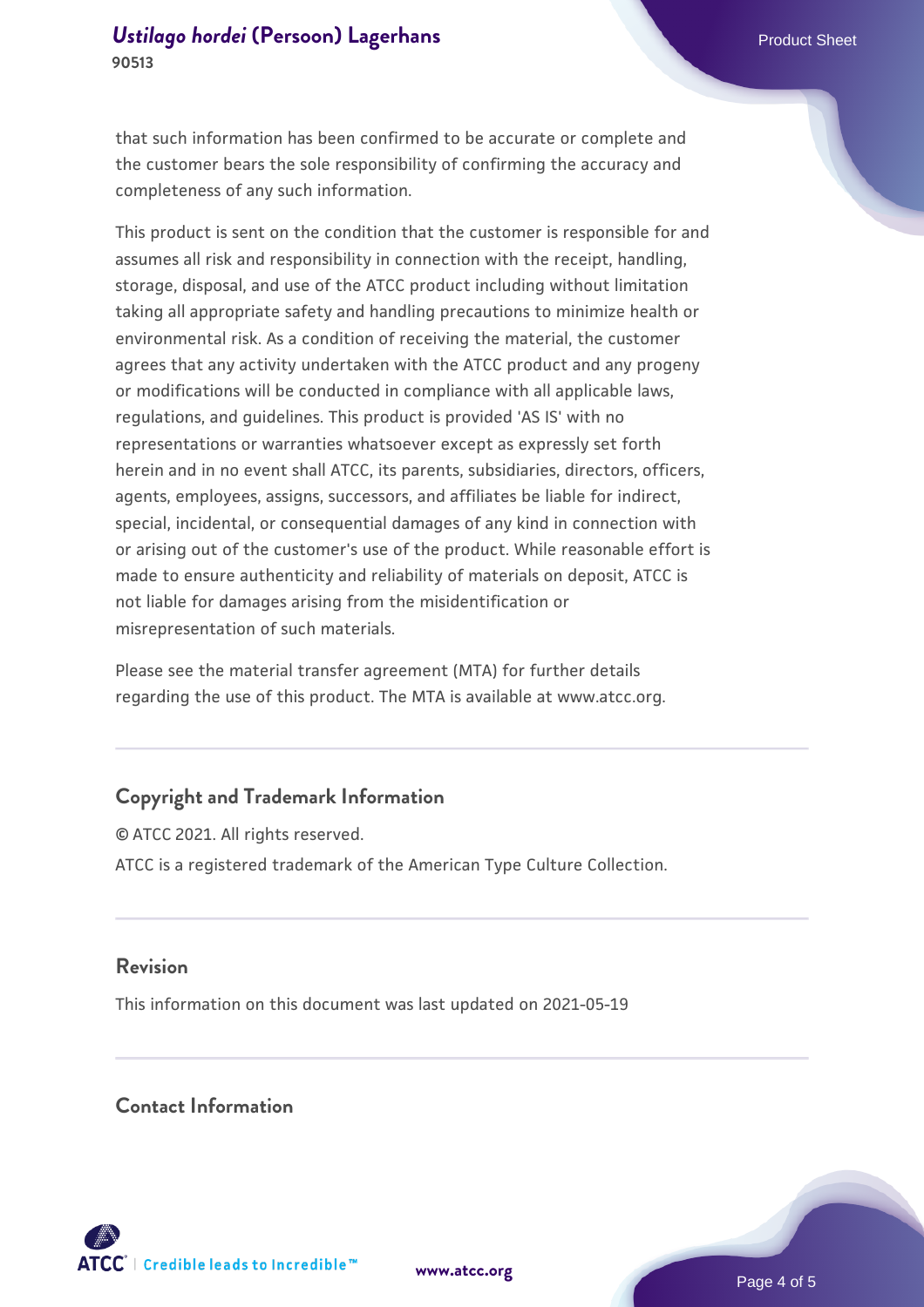that such information has been confirmed to be accurate or complete and the customer bears the sole responsibility of confirming the accuracy and completeness of any such information.

This product is sent on the condition that the customer is responsible for and assumes all risk and responsibility in connection with the receipt, handling, storage, disposal, and use of the ATCC product including without limitation taking all appropriate safety and handling precautions to minimize health or environmental risk. As a condition of receiving the material, the customer agrees that any activity undertaken with the ATCC product and any progeny or modifications will be conducted in compliance with all applicable laws, regulations, and guidelines. This product is provided 'AS IS' with no representations or warranties whatsoever except as expressly set forth herein and in no event shall ATCC, its parents, subsidiaries, directors, officers, agents, employees, assigns, successors, and affiliates be liable for indirect, special, incidental, or consequential damages of any kind in connection with or arising out of the customer's use of the product. While reasonable effort is made to ensure authenticity and reliability of materials on deposit, ATCC is not liable for damages arising from the misidentification or misrepresentation of such materials.

Please see the material transfer agreement (MTA) for further details regarding the use of this product. The MTA is available at www.atcc.org.

## Copyright and Trademark Information

© ATCC 2021. All rights reserved.

ATCC is a registered trademark of the American Type Culture Collection.

## Revision

This information on this document was last updated on 2021-05-19

## Contact Information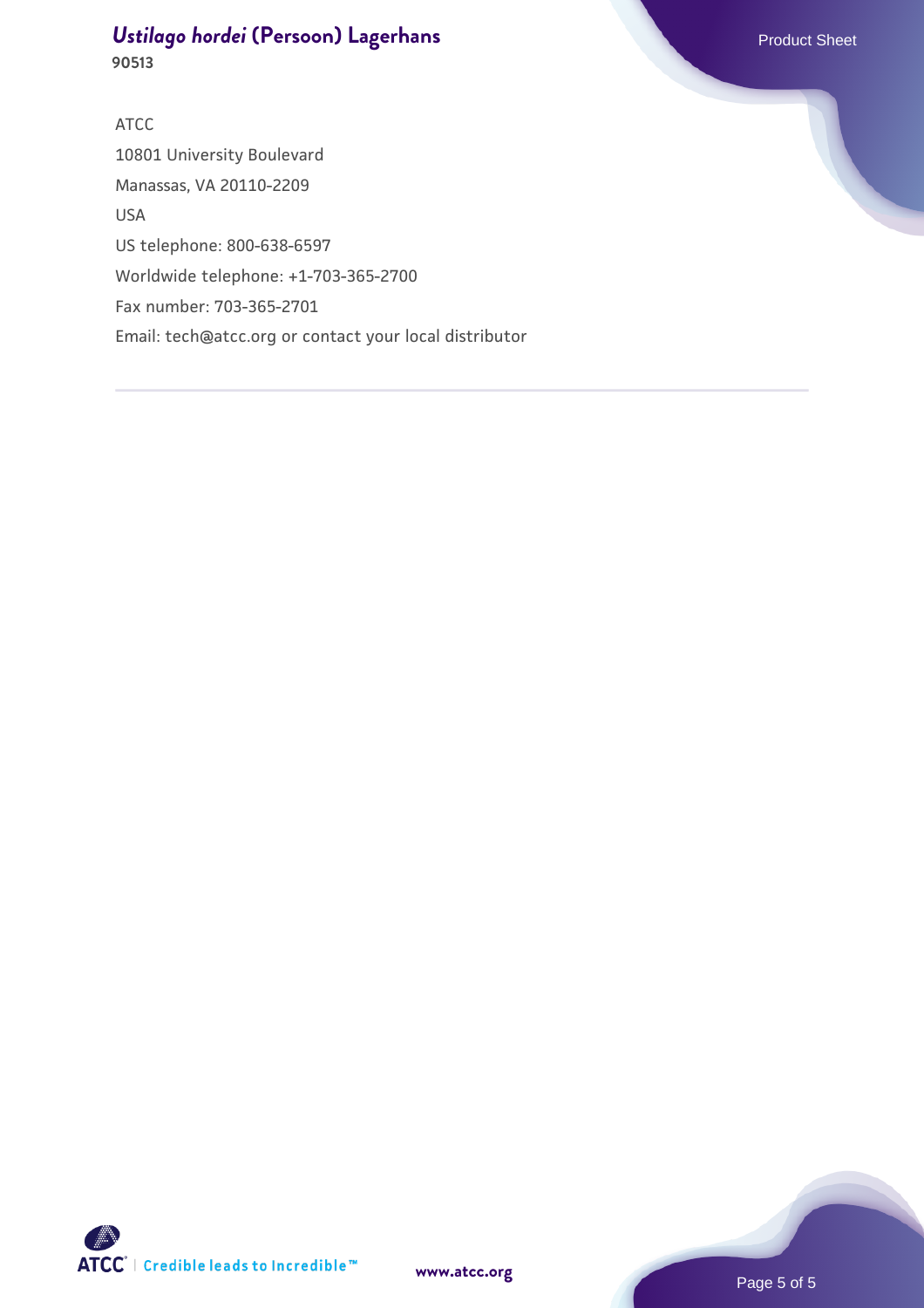ATCC

10801 University Boulevard

Manassas, VA 20110-2209

USA

US telephone: 800-638-6597

Worldwide telephone: +1-703-365-2700

Fax number: 703-365-2701

Email: tech@atcc.org or contact your local distributor